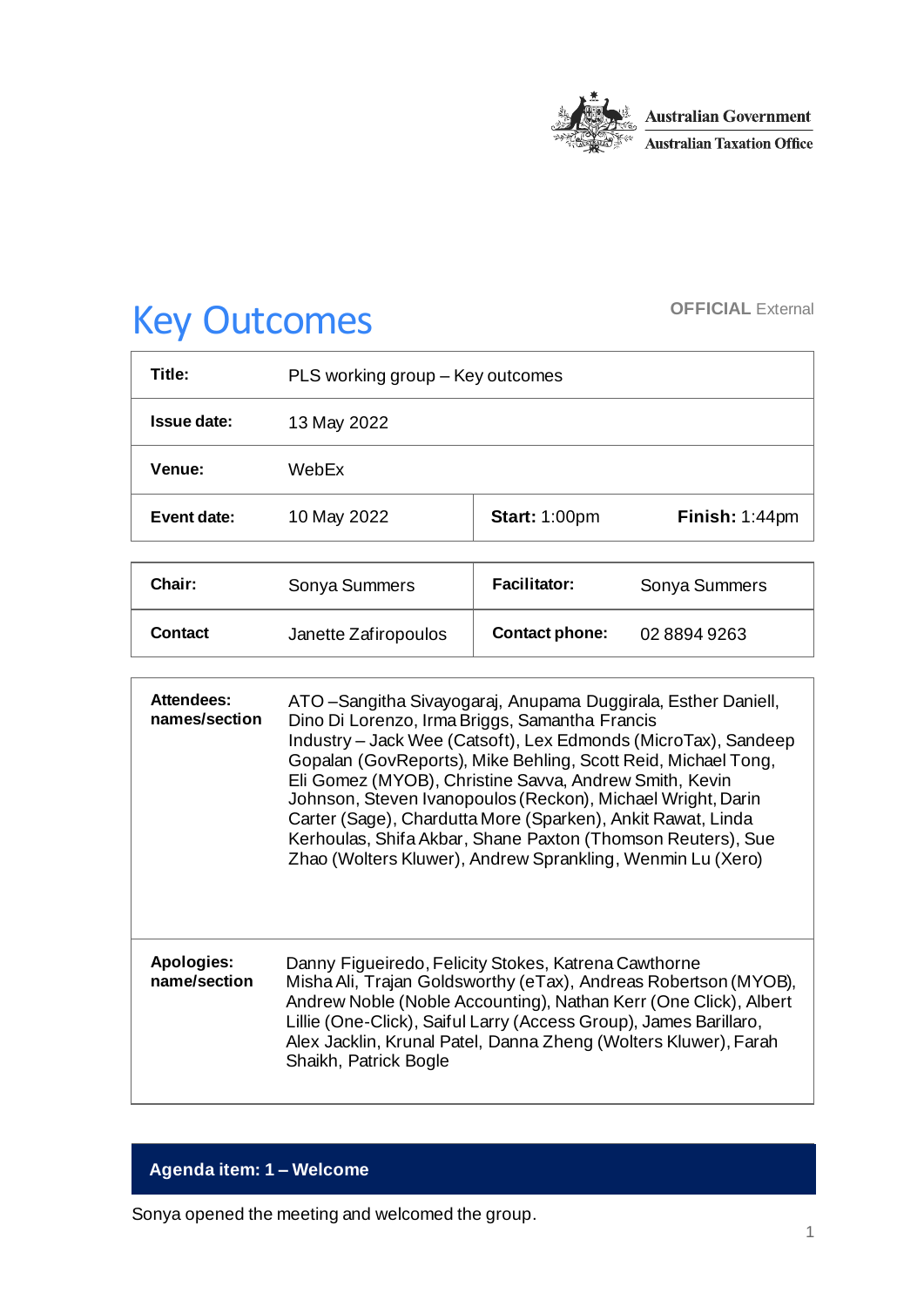Australian Government
Australian Taxation Office

# Key Outcomes

**OFFICIAL** External

| | | | |
|---|---|---|---|
| **Title:** | PLS working group – Key outcomes | | |
| **Issue date:** | 13 May 2022 | | |
| **Venue:** | WebEx | | |
| **Event date:** | 10 May 2022 | **Start:** 1:00pm | **Finish:** 1:44pm |

| | | | |
|---|---|---|---|
| **Chair:** | Sonya Summers | **Facilitator:** | Sonya Summers |
| **Contact** | Janette Zafiropoulos | **Contact phone:** | 02 8894 9263 |

| | |
|---|---|
| **Attendees: names/section** | ATO –Sangitha Sivayogaraj, Anupama Duggirala, Esther Daniell, Dino Di Lorenzo, Irma Briggs, Samantha Francis<br>Industry – Jack Wee (Catsoft), Lex Edmonds (MicroTax), Sandeep Gopalan (GovReports), Mike Behling, Scott Reid, Michael Tong, Eli Gomez (MYOB), Christine Savva, Andrew Smith, Kevin Johnson, Steven Ivanopoulos (Reckon), Michael Wright, Darin Carter (Sage), Chardutta More (Sparken), Ankit Rawat, Linda Kerhoulas, Shifa Akbar, Shane Paxton (Thomson Reuters), Sue Zhao (Wolters Kluwer), Andrew Sprankling, Wenmin Lu (Xero) |
| **Apologies: name/section** | Danny Figueiredo, Felicity Stokes, Katrena Cawthorne<br>Misha Ali, Trajan Goldsworthy (eTax), Andreas Robertson (MYOB), Andrew Noble (Noble Accounting), Nathan Kerr (One Click), Albert Lillie (One-Click), Saiful Larry (Access Group), James Barillaro, Alex Jacklin, Krunal Patel, Danna Zheng (Wolters Kluwer), Farah Shaikh, Patrick Bogle |

## Agenda item: 1 – Welcome

Sonya opened the meeting and welcomed the group.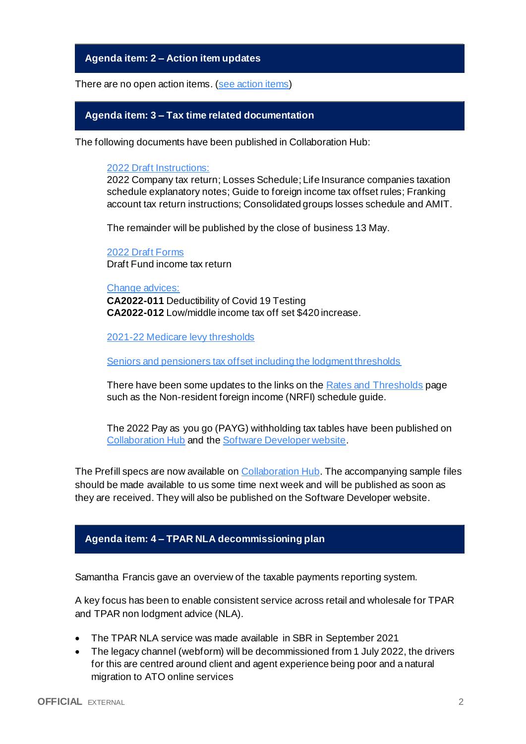## Agenda item: 2 – Action item updates

There are no open action items. (see action items)

## Agenda item: 3 – Tax time related documentation

The following documents have been published in Collaboration Hub:

> 2022 Draft Instructions:
> 2022 Company tax return; Losses Schedule; Life Insurance companies taxation schedule explanatory notes; Guide to foreign income tax offset rules; Franking account tax return instructions; Consolidated groups losses schedule and AMIT.
>
> The remainder will be published by the close of business 13 May.
>
> 2022 Draft Forms
> Draft Fund income tax return
>
> Change advices:
> **CA2022-011** Deductibility of Covid 19 Testing
> **CA2022-012** Low/middle income tax off set $420 increase.
>
> 2021-22 Medicare levy thresholds
>
> Seniors and pensioners tax offset including the lodgment thresholds
>
> There have been some updates to the links on the Rates and Thresholds page such as the Non-resident foreign income (NRFI) schedule guide.
>
> The 2022 Pay as you go (PAYG) withholding tax tables have been published on Collaboration Hub and the Software Developer website.

The Prefill specs are now available on Collaboration Hub. The accompanying sample files should be made available to us some time next week and will be published as soon as they are received. They will also be published on the Software Developer website.

## Agenda item: 4 – TPAR NLA decommissioning plan

Samantha Francis gave an overview of the taxable payments reporting system.

A key focus has been to enable consistent service across retail and wholesale for TPAR and TPAR non lodgment advice (NLA).

- The TPAR NLA service was made available in SBR in September 2021
- The legacy channel (webform) will be decommissioned from 1 July 2022, the drivers for this are centred around client and agent experience being poor and a natural migration to ATO online services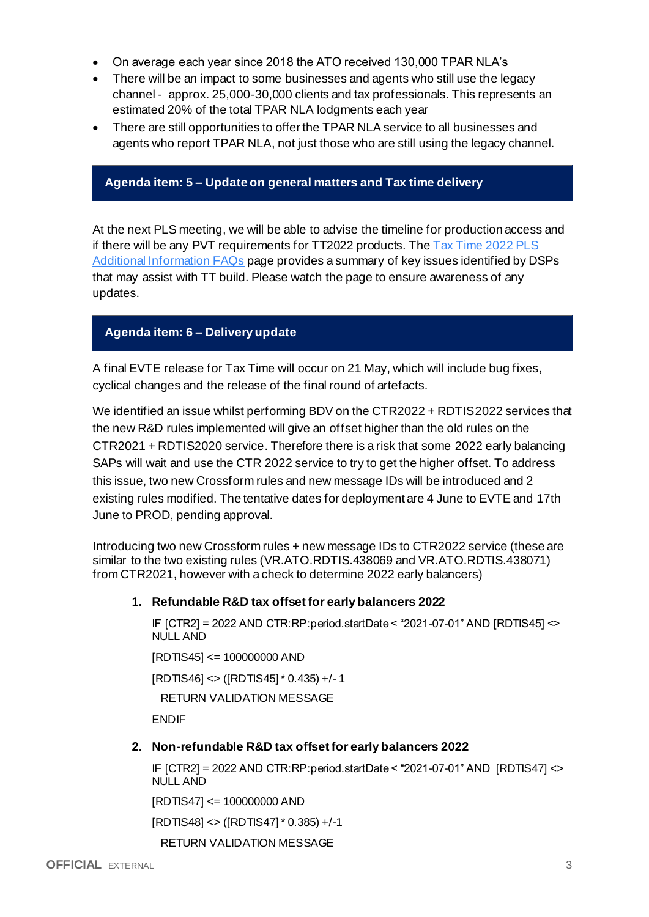- On average each year since 2018 the ATO received 130,000 TPAR NLA's
- There will be an impact to some businesses and agents who still use the legacy channel - approx. 25,000-30,000 clients and tax professionals. This represents an estimated 20% of the total TPAR NLA lodgments each year
- There are still opportunities to offer the TPAR NLA service to all businesses and agents who report TPAR NLA, not just those who are still using the legacy channel.

## Agenda item: 5 – Update on general matters and Tax time delivery

At the next PLS meeting, we will be able to advise the timeline for production access and if there will be any PVT requirements for TT2022 products. The Tax Time 2022 PLS Additional Information FAQs page provides a summary of key issues identified by DSPs that may assist with TT build. Please watch the page to ensure awareness of any updates.

## Agenda item: 6 – Delivery update

A final EVTE release for Tax Time will occur on 21 May, which will include bug fixes, cyclical changes and the release of the final round of artefacts.

We identified an issue whilst performing BDV on the CTR2022 + RDTIS2022 services that the new R&D rules implemented will give an offset higher than the old rules on the CTR2021 + RDTIS2020 service. Therefore there is a risk that some 2022 early balancing SAPs will wait and use the CTR 2022 service to try to get the higher offset. To address this issue, two new Crossform rules and new message IDs will be introduced and 2 existing rules modified. The tentative dates for deployment are 4 June to EVTE and 17th June to PROD, pending approval.

Introducing two new Crossform rules + new message IDs to CTR2022 service (these are similar to the two existing rules (VR.ATO.RDTIS.438069 and VR.ATO.RDTIS.438071) from CTR2021, however with a check to determine 2022 early balancers)

1. **Refundable R&D tax offset for early balancers 2022**

   IF [CTR2] = 2022 AND CTR:RP:period.startDate < "2021-07-01" AND [RDTIS45] <> NULL AND

   [RDTIS45] <= 100000000 AND

   [RDTIS46] <> ([RDTIS45] * 0.435) +/- 1

   RETURN VALIDATION MESSAGE

   ENDIF

2. **Non-refundable R&D tax offset for early balancers 2022**

   IF [CTR2] = 2022 AND CTR:RP:period.startDate < "2021-07-01" AND [RDTIS47] <> NULL AND

   [RDTIS47] <= 100000000 AND

   [RDTIS48] <> ([RDTIS47] * 0.385) +/-1

   RETURN VALIDATION MESSAGE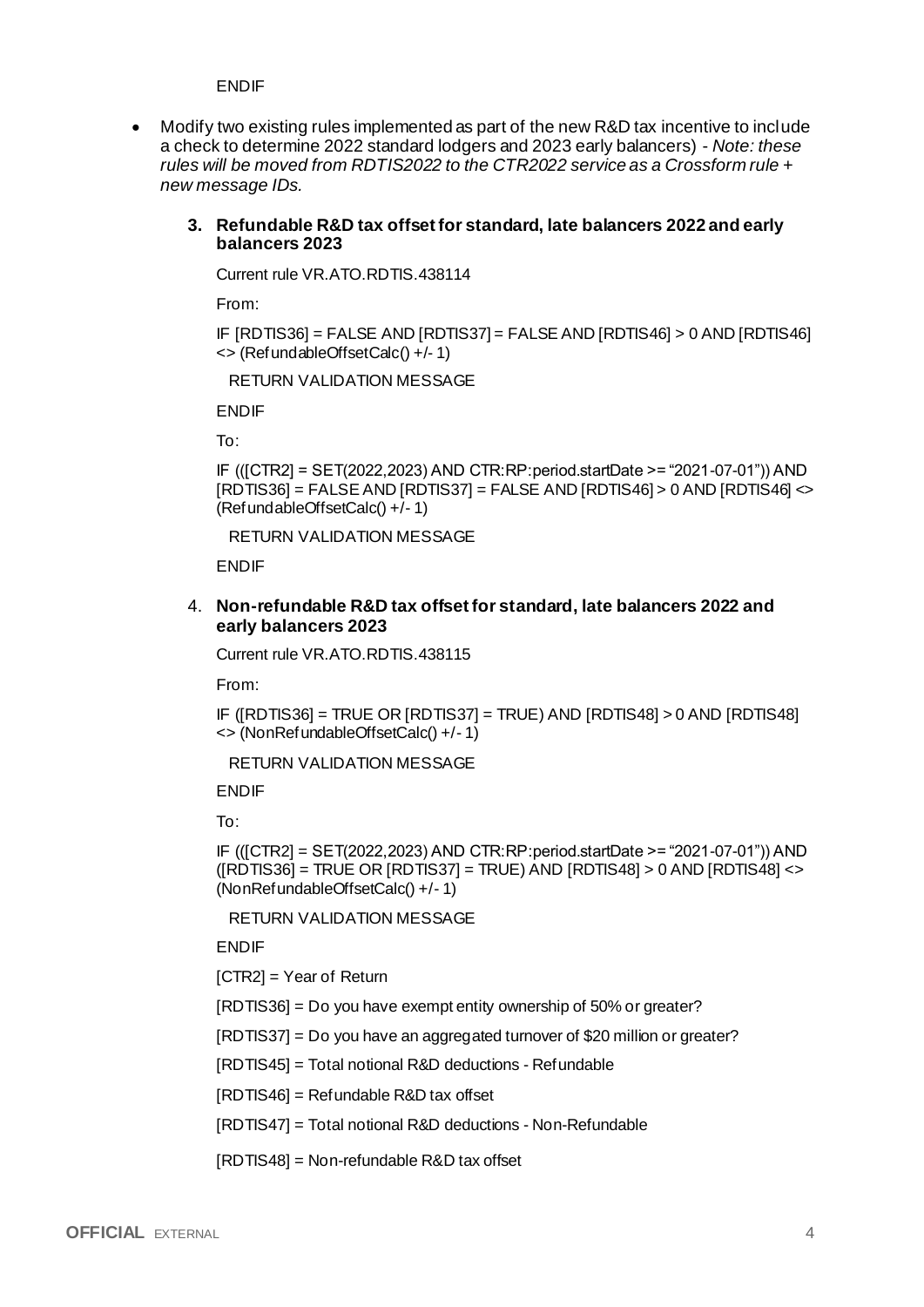ENDIF

- Modify two existing rules implemented as part of the new R&D tax incentive to include a check to determine 2022 standard lodgers and 2023 early balancers) - *Note: these rules will be moved from RDTIS2022 to the CTR2022 service as a Crossform rule + new message IDs.*

  3. **Refundable R&D tax offset for standard, late balancers 2022 and early balancers 2023**

     Current rule VR.ATO.RDTIS.438114

     From:

     IF [RDTIS36] = FALSE AND [RDTIS37] = FALSE AND [RDTIS46] > 0 AND [RDTIS46] <> (RefundableOffsetCalc() +/- 1)

       RETURN VALIDATION MESSAGE

     ENDIF

     To:

     IF (([CTR2] = SET(2022,2023) AND CTR:RP:period.startDate >= "2021-07-01")) AND [RDTIS36] = FALSE AND [RDTIS37] = FALSE AND [RDTIS46] > 0 AND [RDTIS46] <> (RefundableOffsetCalc() +/- 1)

       RETURN VALIDATION MESSAGE

     ENDIF

  4. **Non-refundable R&D tax offset for standard, late balancers 2022 and early balancers 2023**

     Current rule VR.ATO.RDTIS.438115

     From:

     IF ([RDTIS36] = TRUE OR [RDTIS37] = TRUE) AND [RDTIS48] > 0 AND [RDTIS48] <> (NonRefundableOffsetCalc() +/- 1)

       RETURN VALIDATION MESSAGE

     ENDIF

     To:

     IF (([CTR2] = SET(2022,2023) AND CTR:RP:period.startDate >= "2021-07-01")) AND ([RDTIS36] = TRUE OR [RDTIS37] = TRUE) AND [RDTIS48] > 0 AND [RDTIS48] <> (NonRefundableOffsetCalc() +/- 1)

       RETURN VALIDATION MESSAGE

     ENDIF

     [CTR2] = Year of Return

     [RDTIS36] = Do you have exempt entity ownership of 50% or greater?

     [RDTIS37] = Do you have an aggregated turnover of $20 million or greater?

     [RDTIS45] = Total notional R&D deductions - Refundable

     [RDTIS46] = Refundable R&D tax offset

     [RDTIS47] = Total notional R&D deductions - Non-Refundable

     [RDTIS48] = Non-refundable R&D tax offset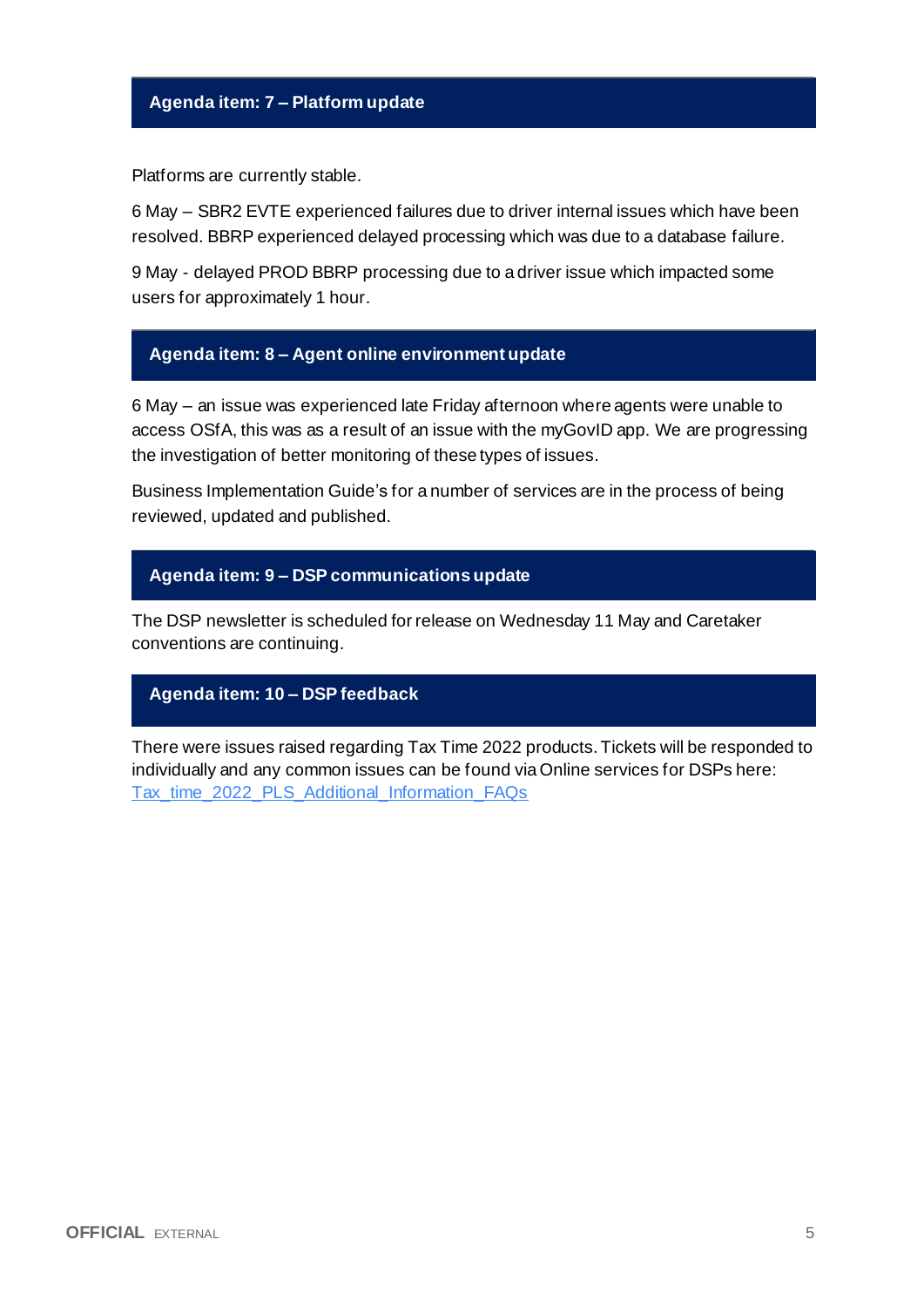## Agenda item: 7 – Platform update

Platforms are currently stable.

6 May – SBR2 EVTE experienced failures due to driver internal issues which have been resolved. BBRP experienced delayed processing which was due to a database failure.

9 May - delayed PROD BBRP processing due to a driver issue which impacted some users for approximately 1 hour.

## Agenda item: 8 – Agent online environment update

6 May – an issue was experienced late Friday afternoon where agents were unable to access OSfA, this was as a result of an issue with the myGovID app. We are progressing the investigation of better monitoring of these types of issues.

Business Implementation Guide's for a number of services are in the process of being reviewed, updated and published.

## Agenda item: 9 – DSP communications update

The DSP newsletter is scheduled for release on Wednesday 11 May and Caretaker conventions are continuing.

## Agenda item: 10 – DSP feedback

There were issues raised regarding Tax Time 2022 products. Tickets will be responded to individually and any common issues can be found via Online services for DSPs here: Tax_time_2022_PLS_Additional_Information_FAQs

OFFICIAL EXTERNAL